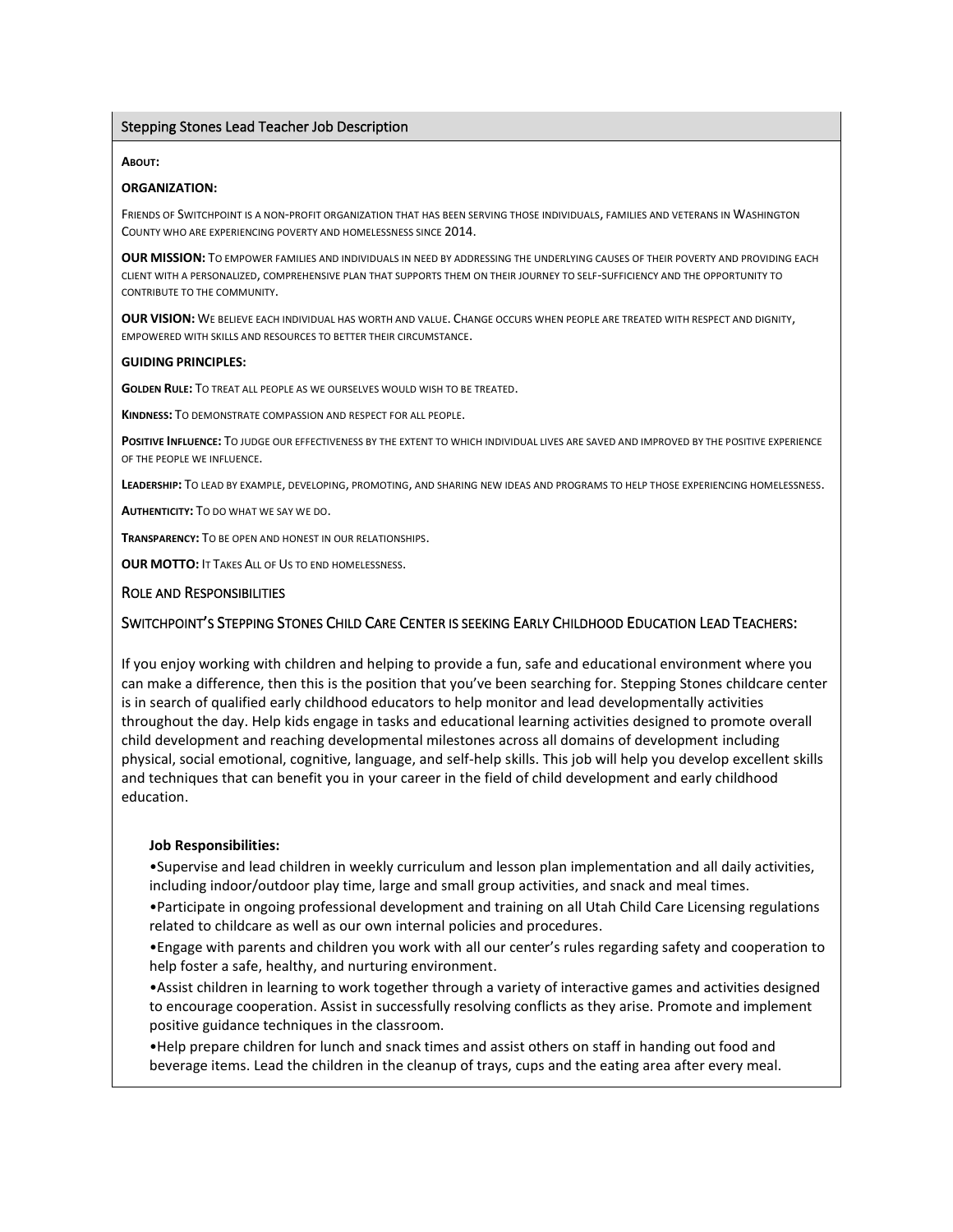## Stepping Stones Lead Teacher Job Description

**ABOUT:**

**ORGANIZATION:**

FRIENDS OF SWITCHPOINT IS A NON-PROFIT ORGANIZATION THAT HAS BEEN SERVING THOSE INDIVIDUALS, FAMILIES AND VETERANS IN WASHINGTON COUNTY WHO ARE EXPERIENCING POVERTY AND HOMELESSNESS SINCE 2014.

**OUR MISSION:** TO EMPOWER FAMILIES AND INDIVIDUALS IN NEED BY ADDRESSING THE UNDERLYING CAUSES OF THEIR POVERTY AND PROVIDING EACH CLIENT WITH A PERSONALIZED, COMPREHENSIVE PLAN THAT SUPPORTS THEM ON THEIR JOURNEY TO SELF-SUFFICIENCY AND THE OPPORTUNITY TO CONTRIBUTE TO THE COMMUNITY.

**OUR VISION:** WE BELIEVE EACH INDIVIDUAL HAS WORTH AND VALUE. CHANGE OCCURS WHEN PEOPLE ARE TREATED WITH RESPECT AND DIGNITY, EMPOWERED WITH SKILLS AND RESOURCES TO BETTER THEIR CIRCUMSTANCE.

**GUIDING PRINCIPLES:**

**GOLDEN RULE:** TO TREAT ALL PEOPLE AS WE OURSELVES WOULD WISH TO BE TREATED.

**KINDNESS:** TO DEMONSTRATE COMPASSION AND RESPECT FOR ALL PEOPLE.

**POSITIVE INFLUENCE:** TO JUDGE OUR EFFECTIVENESS BY THE EXTENT TO WHICH INDIVIDUAL LIVES ARE SAVED AND IMPROVED BY THE POSITIVE EXPERIENCE OF THE PEOPLE WE INFLUENCE.

**LEADERSHIP:** TO LEAD BY EXAMPLE, DEVELOPING, PROMOTING, AND SHARING NEW IDEAS AND PROGRAMS TO HELP THOSE EXPERIENCING HOMELESSNESS.

**AUTHENTICITY:** TO DO WHAT WE SAY WE DO.

**TRANSPARENCY:** TO BE OPEN AND HONEST IN OUR RELATIONSHIPS.

**OUR MOTTO:** IT TAKES ALL OF US TO END HOMELESSNESS.

### ROLE AND RESPONSIBILITIES

### SWITCHPOINT'S STEPPING STONES CHILD CARE CENTER IS SEEKING EARLY CHILDHOOD EDUCATION LEAD TEACHERS:

If you enjoy working with children and helping to provide a fun, safe and educational environment where you can make a difference, then this is the position that you've been searching for. Stepping Stones childcare center is in search of qualified early childhood educators to help monitor and lead developmentally activities throughout the day. Help kids engage in tasks and educational learning activities designed to promote overall child development and reaching developmental milestones across all domains of development including physical, social emotional, cognitive, language, and self-help skills. This job will help you develop excellent skills and techniques that can benefit you in your career in the field of child development and early childhood education.

**Job Responsibilities:**

- Supervise and lead children in weekly curriculum and lesson plan implementation and all daily activities, including indoor/outdoor play time, large and small group activities, and snack and meal times.
- Participate in ongoing professional development and training on all Utah Child Care Licensing regulations related to childcare as well as our own internal policies and procedures.
- Engage with parents and children you work with all our center's rules regarding safety and cooperation to help foster a safe, healthy, and nurturing environment.
- Assist children in learning to work together through a variety of interactive games and activities designed to encourage cooperation. Assist in successfully resolving conflicts as they arise. Promote and implement positive guidance techniques in the classroom.
- Help prepare children for lunch and snack times and assist others on staff in handing out food and beverage items. Lead the children in the cleanup of trays, cups and the eating area after every meal.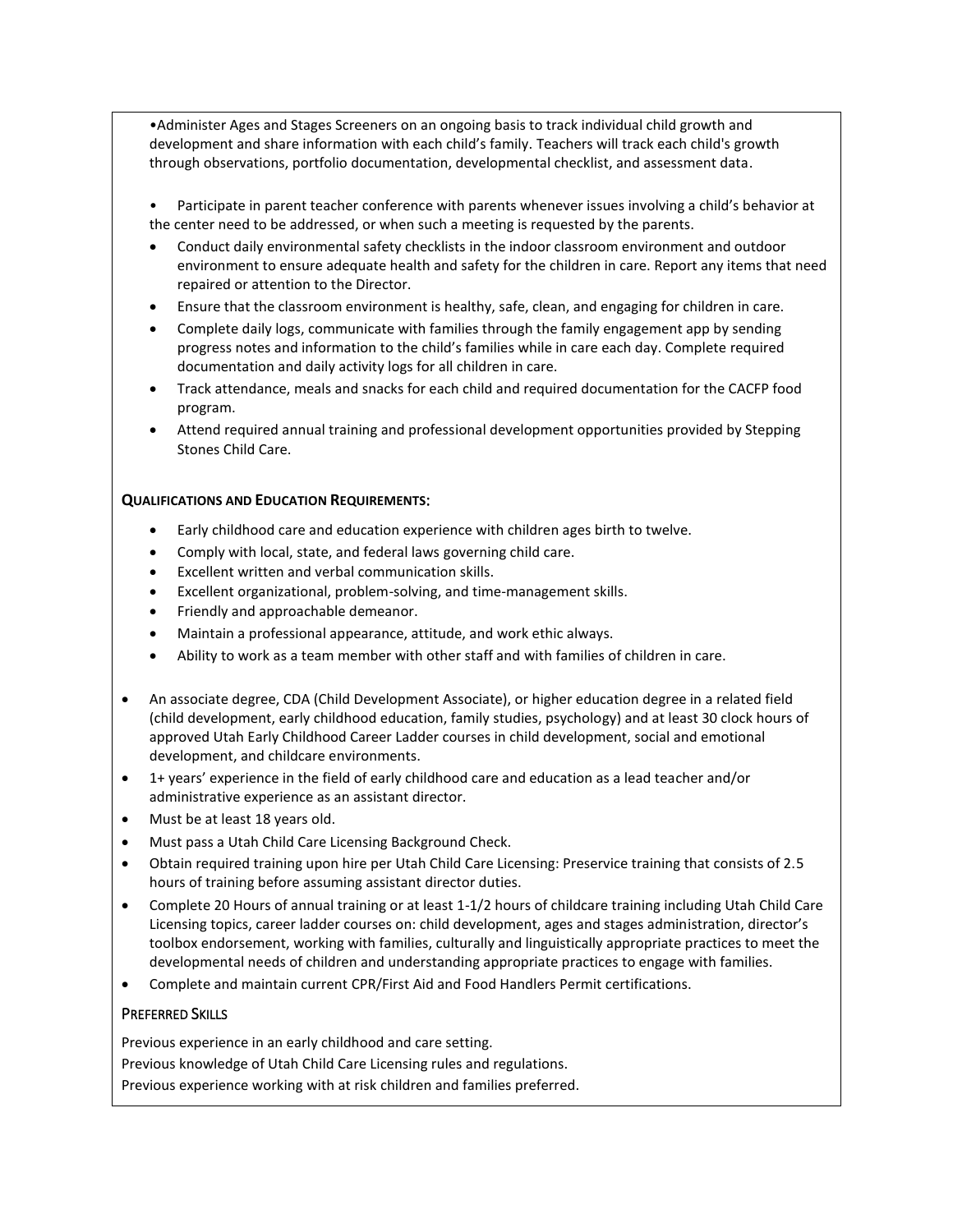- Administer Ages and Stages Screeners on an ongoing basis to track individual child growth and development and share information with each child's family. Teachers will track each child's growth through observations, portfolio documentation, developmental checklist, and assessment data.

- Participate in parent teacher conference with parents whenever issues involving a child's behavior at the center need to be addressed, or when such a meeting is requested by the parents.
- Conduct daily environmental safety checklists in the indoor classroom environment and outdoor environment to ensure adequate health and safety for the children in care. Report any items that need repaired or attention to the Director.
- Ensure that the classroom environment is healthy, safe, clean, and engaging for children in care.
- Complete daily logs, communicate with families through the family engagement app by sending progress notes and information to the child's families while in care each day. Complete required documentation and daily activity logs for all children in care.
- Track attendance, meals and snacks for each child and required documentation for the CACFP food program.
- Attend required annual training and professional development opportunities provided by Stepping Stones Child Care.

**QUALIFICATIONS AND EDUCATION REQUIREMENTS:**

- Early childhood care and education experience with children ages birth to twelve.
- Comply with local, state, and federal laws governing child care.
- Excellent written and verbal communication skills.
- Excellent organizational, problem-solving, and time-management skills.
- Friendly and approachable demeanor.
- Maintain a professional appearance, attitude, and work ethic always.
- Ability to work as a team member with other staff and with families of children in care.

- An associate degree, CDA (Child Development Associate), or higher education degree in a related field (child development, early childhood education, family studies, psychology) and at least 30 clock hours of approved Utah Early Childhood Career Ladder courses in child development, social and emotional development, and childcare environments.
- 1+ years' experience in the field of early childhood care and education as a lead teacher and/or administrative experience as an assistant director.
- Must be at least 18 years old.
- Must pass a Utah Child Care Licensing Background Check.
- Obtain required training upon hire per Utah Child Care Licensing: Preservice training that consists of 2.5 hours of training before assuming assistant director duties.
- Complete 20 Hours of annual training or at least 1-1/2 hours of childcare training including Utah Child Care Licensing topics, career ladder courses on: child development, ages and stages administration, director's toolbox endorsement, working with families, culturally and linguistically appropriate practices to meet the developmental needs of children and understanding appropriate practices to engage with families.
- Complete and maintain current CPR/First Aid and Food Handlers Permit certifications.

PREFERRED SKILLS

Previous experience in an early childhood and care setting.

Previous knowledge of Utah Child Care Licensing rules and regulations.

Previous experience working with at risk children and families preferred.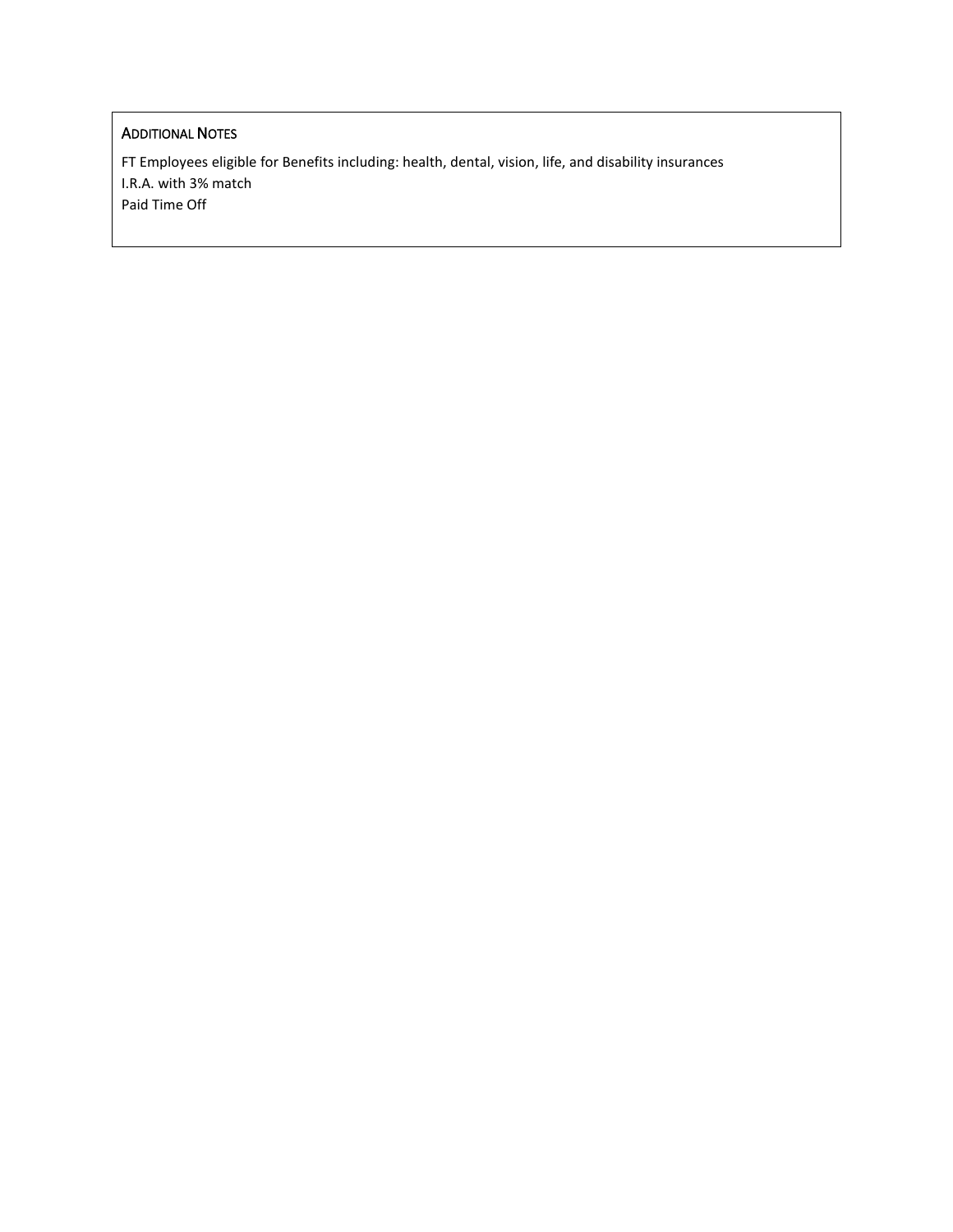## Additional Notes

FT Employees eligible for Benefits including: health, dental, vision, life, and disability insurances
I.R.A. with 3% match
Paid Time Off